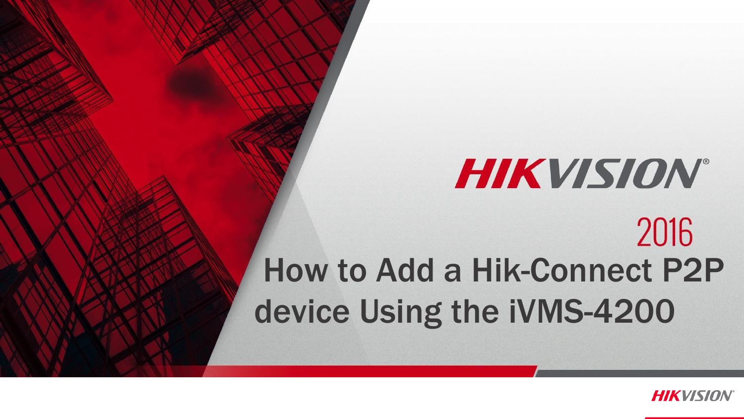HIKVISION

2016

# How to Add a Hik-Connect P2P device Using the iVMS-4200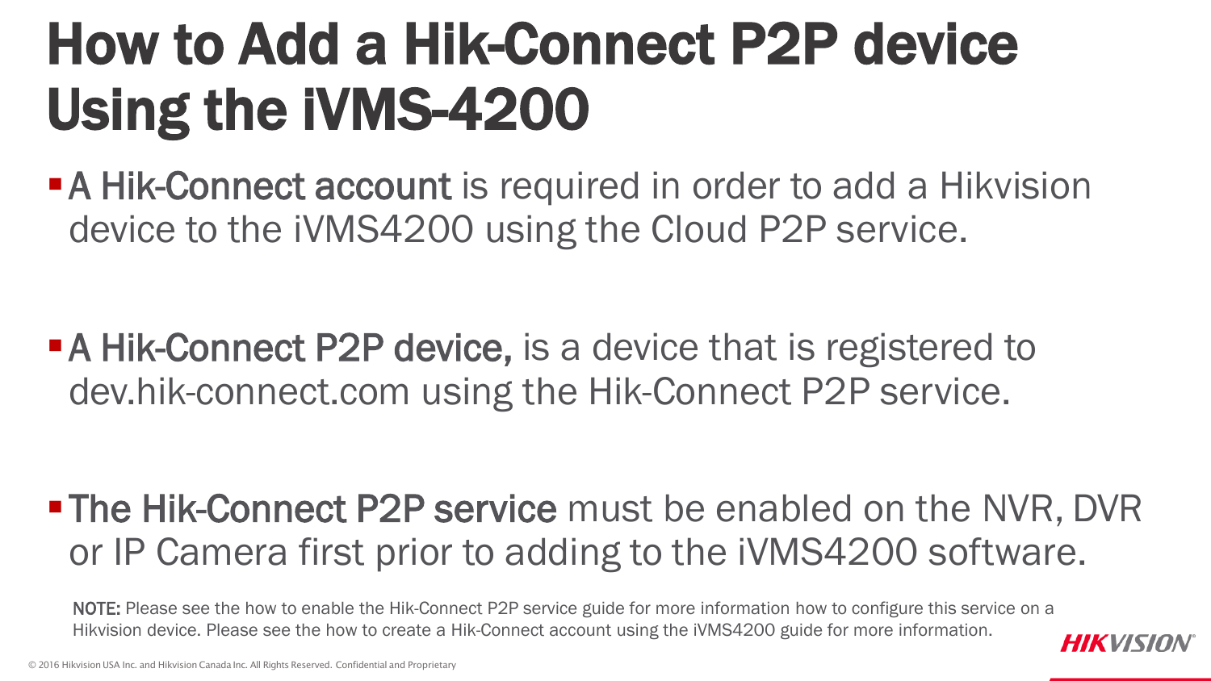# How to Add a Hik-Connect P2P device Using the iVMS-4200

- **A Hik-Connect account** is required in order to add a Hikvision device to the iVMS4200 using the Cloud P2P service.
- **A Hik-Connect P2P device,** is a device that is registered to dev.hik-connect.com using the Hik-Connect P2P service.
- **The Hik-Connect P2P service** must be enabled on the NVR, DVR or IP Camera first prior to adding to the iVMS4200 software.

**NOTE:** Please see the how to enable the Hik-Connect P2P service guide for more information how to configure this service on a Hikvision device. Please see the how to create a Hik-Connect account using the iVMS4200 guide for more information.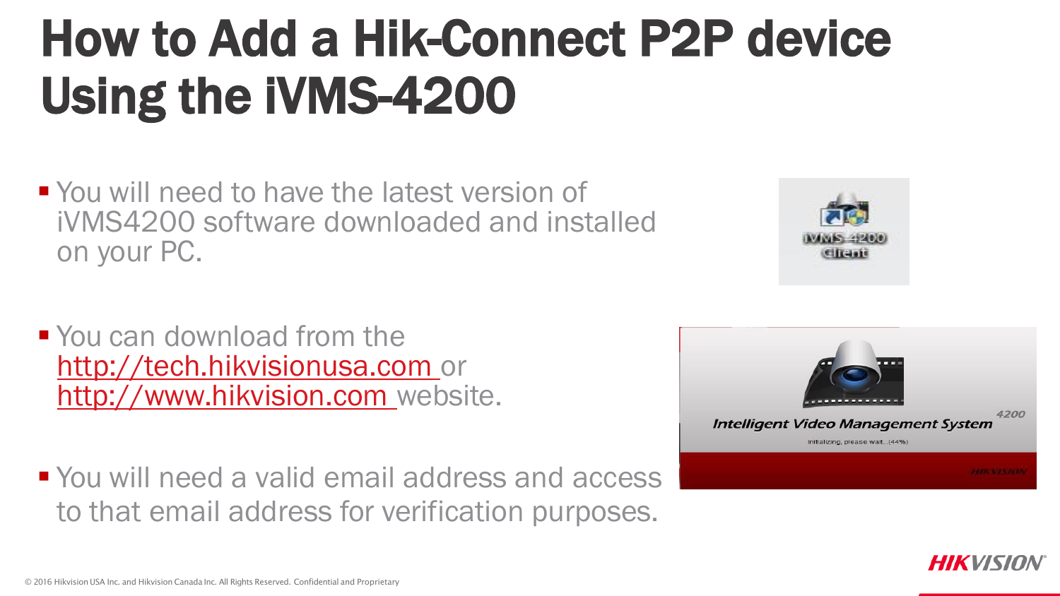# How to Add a Hik-Connect P2P device Using the iVMS-4200

- You will need to have the latest version of iVMS4200 software downloaded and installed on your PC.
- You can download from the http://tech.hikvisionusa.com or http://www.hikvision.com website.
- You will need a valid email address and access to that email address for verification purposes.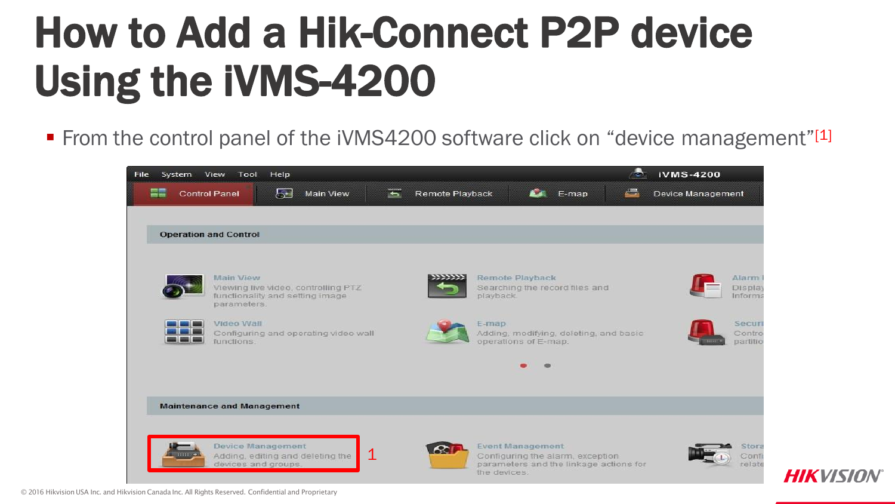# How to Add a Hik-Connect P2P device Using the iVMS-4200

- From the control panel of the iVMS4200 software click on "device management"[1]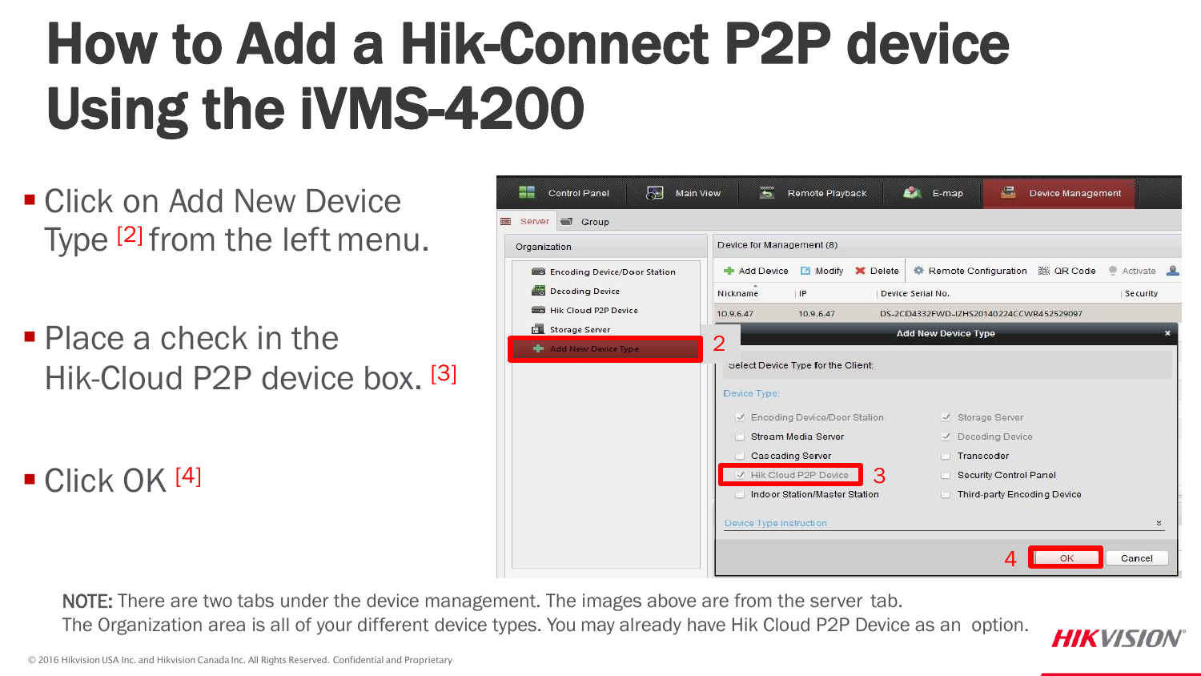# How to Add a Hik-Connect P2P device Using the iVMS-4200

- Click on Add New Device Type [2] from the left menu.
- Place a check in the Hik-Cloud P2P device box. [3]
- Click OK [4]

NOTE: There are two tabs under the device management. The images above are from the server tab. The Organization area is all of your different device types. You may already have Hik Cloud P2P Device as an option.

© 2016 Hikvision USA Inc. and Hikvision Canada Inc. All Rights Reserved. Confidential and Proprietary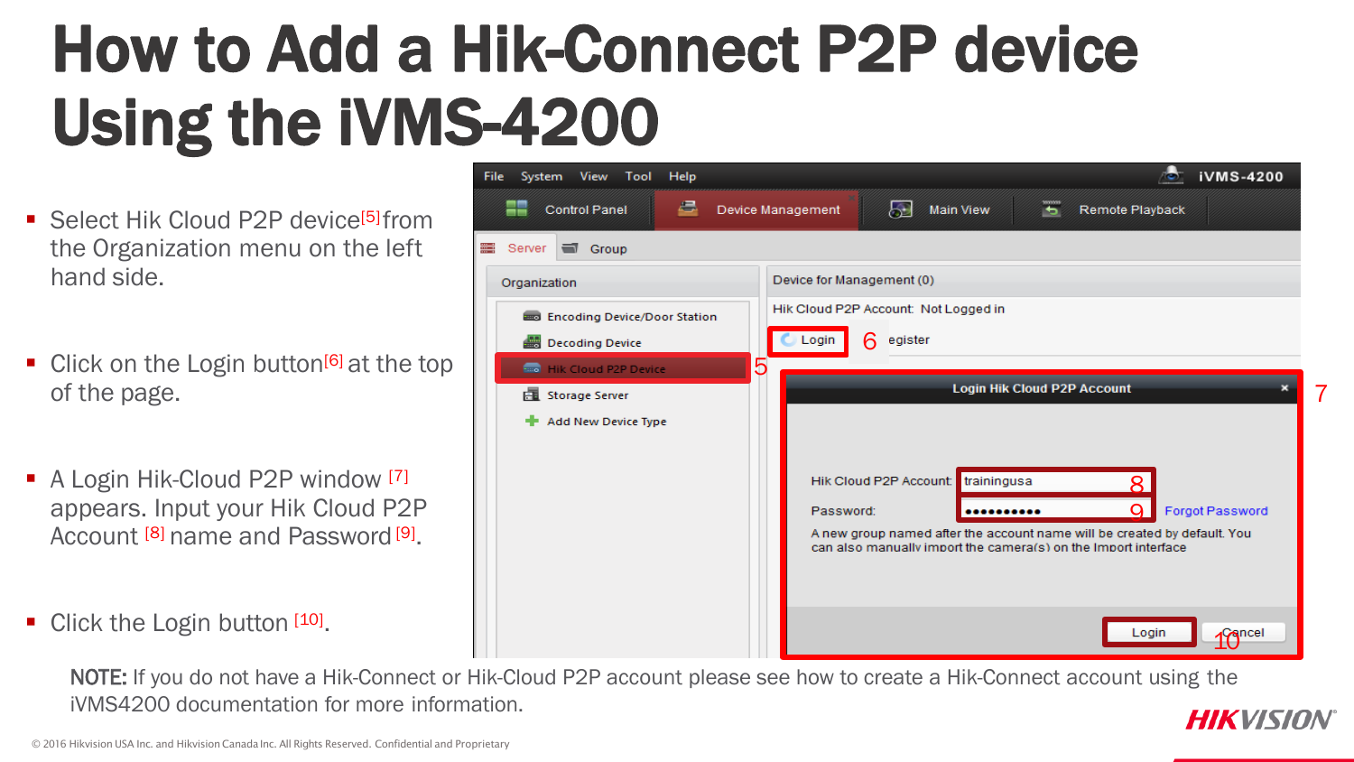# How to Add a Hik-Connect P2P device Using the iVMS-4200

- Select Hik Cloud P2P device[5] from the Organization menu on the left hand side.
- Click on the Login button[6] at the top of the page.
- A Login Hik-Cloud P2P window [7] appears. Input your Hik Cloud P2P Account [8] name and Password [9].
- Click the Login button [10].

**NOTE:** If you do not have a Hik-Connect or Hik-Cloud P2P account please see how to create a Hik-Connect account using the iVMS4200 documentation for more information.

© 2016 Hikvision USA Inc. and Hikvision Canada Inc. All Rights Reserved. Confidential and Proprietary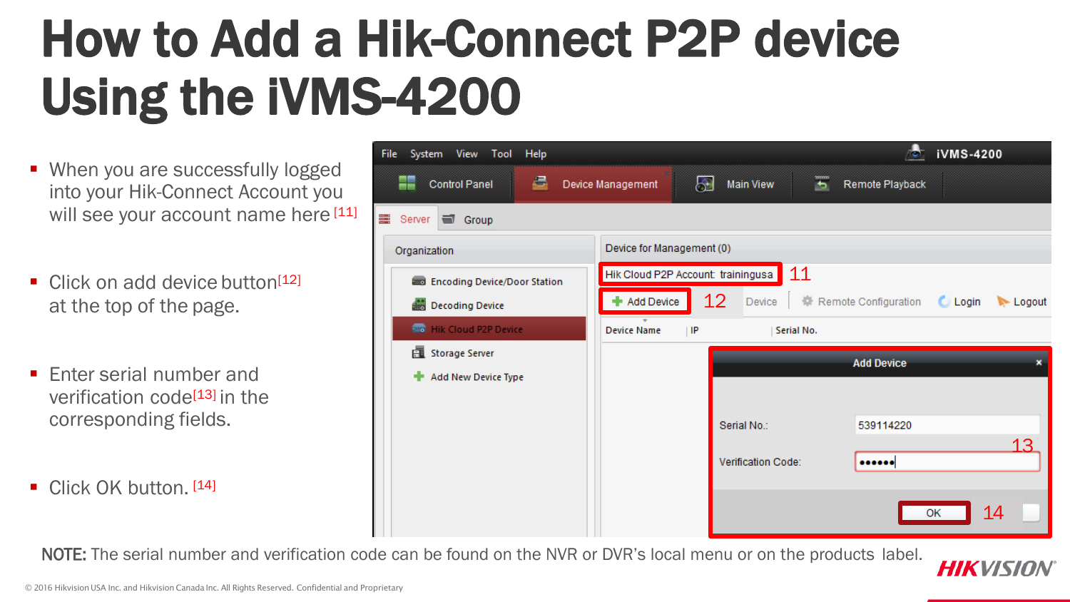# How to Add a Hik-Connect P2P device Using the iVMS-4200

- When you are successfully logged into your Hik-Connect Account you will see your account name here [11]
- Click on add device button[12] at the top of the page.
- Enter serial number and verification code[13] in the corresponding fields.
- Click OK button. [14]

**NOTE:** The serial number and verification code can be found on the NVR or DVR's local menu or on the products label.

© 2016 Hikvision USA Inc. and Hikvision Canada Inc. All Rights Reserved. Confidential and Proprietary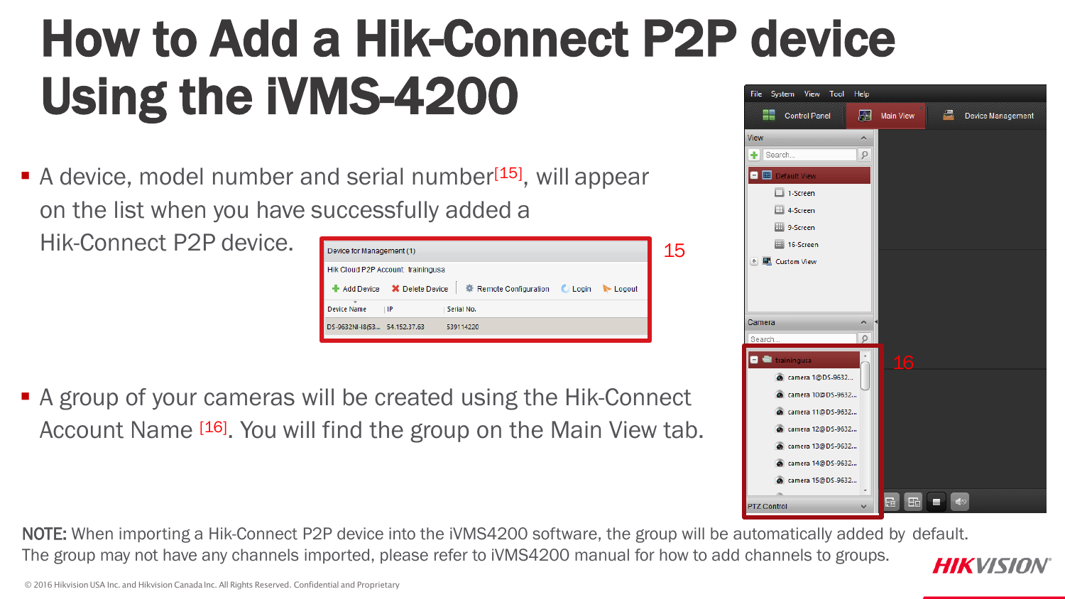# How to Add a Hik-Connect P2P device Using the iVMS-4200

- A device, model number and serial number[15], will appear on the list when you have successfully added a Hik-Connect P2P device.

- A group of your cameras will be created using the Hik-Connect Account Name [16]. You will find the group on the Main View tab.

**NOTE:** When importing a Hik-Connect P2P device into the iVMS4200 software, the group will be automatically added by default. The group may not have any channels imported, please refer to iVMS4200 manual for how to add channels to groups.

© 2016 Hikvision USA Inc. and Hikvision Canada Inc. All Rights Reserved. Confidential and Proprietary